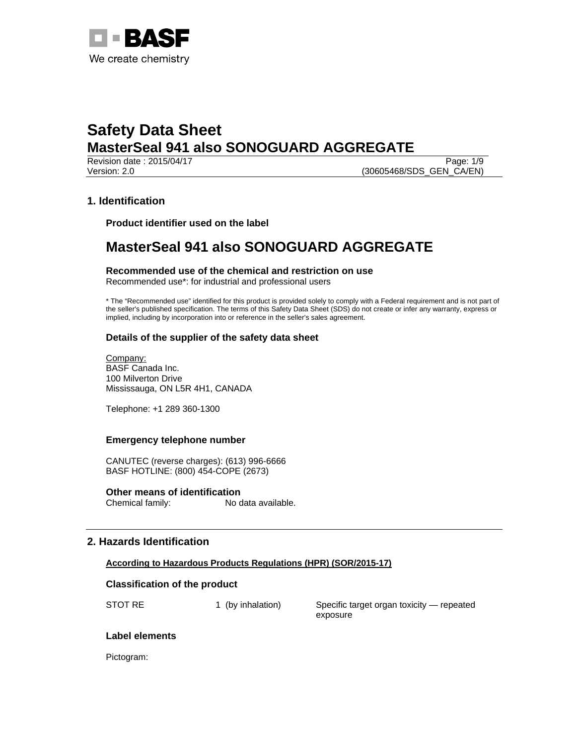# Safety Data Sheet
## MasterSeal 941 also SONOGUARD AGGREGATE

Revision date : 2015/04/17
Version: 2.0 (30605468/SDS_GEN_CA/EN)

## 1. Identification

### Product identifier used on the label

# MasterSeal 941 also SONOGUARD AGGREGATE

### Recommended use of the chemical and restriction on use

Recommended use*: for industrial and professional users

* The "Recommended use" identified for this product is provided solely to comply with a Federal requirement and is not part of the seller's published specification. The terms of this Safety Data Sheet (SDS) do not create or infer any warranty, express or implied, including by incorporation into or reference in the seller's sales agreement.

### Details of the supplier of the safety data sheet

Company:
BASF Canada Inc.
100 Milverton Drive
Mississauga, ON L5R 4H1, CANADA

Telephone: +1 289 360-1300

### Emergency telephone number

CANUTEC (reverse charges): (613) 996-6666
BASF HOTLINE: (800) 454-COPE (2673)

### Other means of identification

Chemical family: No data available.

## 2. Hazards Identification

**According to Hazardous Products Regulations (HPR) (SOR/2015-17)**

### Classification of the product

| | | |
|---|---|---|
| STOT RE | 1 (by inhalation) | Specific target organ toxicity — repeated exposure |

### Label elements

Pictogram: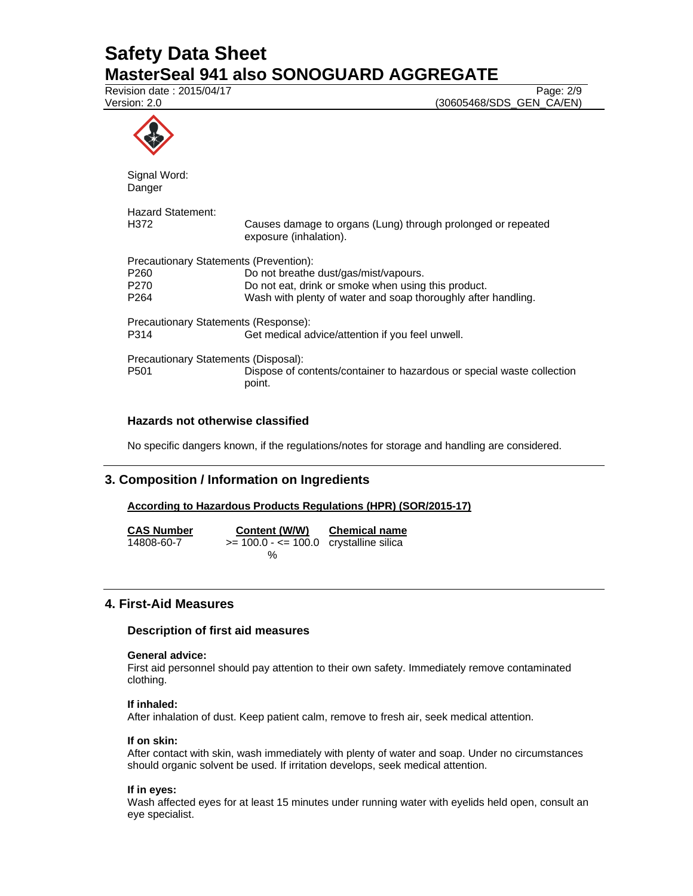Signal Word:
Danger

Hazard Statement:

| | |
|---|---|
| H372 | Causes damage to organs (Lung) through prolonged or repeated exposure (inhalation). |

Precautionary Statements (Prevention):

| | |
|---|---|
| P260 | Do not breathe dust/gas/mist/vapours. |
| P270 | Do not eat, drink or smoke when using this product. |
| P264 | Wash with plenty of water and soap thoroughly after handling. |

Precautionary Statements (Response):

| | |
|---|---|
| P314 | Get medical advice/attention if you feel unwell. |

Precautionary Statements (Disposal):

| | |
|---|---|
| P501 | Dispose of contents/container to hazardous or special waste collection point. |

### Hazards not otherwise classified

No specific dangers known, if the regulations/notes for storage and handling are considered.

## 3. Composition / Information on Ingredients

**According to Hazardous Products Regulations (HPR) (SOR/2015-17)**

| CAS Number | Content (W/W) | Chemical name |
|---|---|---|
| 14808-60-7 | >= 100.0 - <= 100.0 % | crystalline silica |

## 4. First-Aid Measures

### Description of first aid measures

**General advice:**
First aid personnel should pay attention to their own safety. Immediately remove contaminated clothing.

**If inhaled:**
After inhalation of dust. Keep patient calm, remove to fresh air, seek medical attention.

**If on skin:**
After contact with skin, wash immediately with plenty of water and soap. Under no circumstances should organic solvent be used. If irritation develops, seek medical attention.

**If in eyes:**
Wash affected eyes for at least 15 minutes under running water with eyelids held open, consult an eye specialist.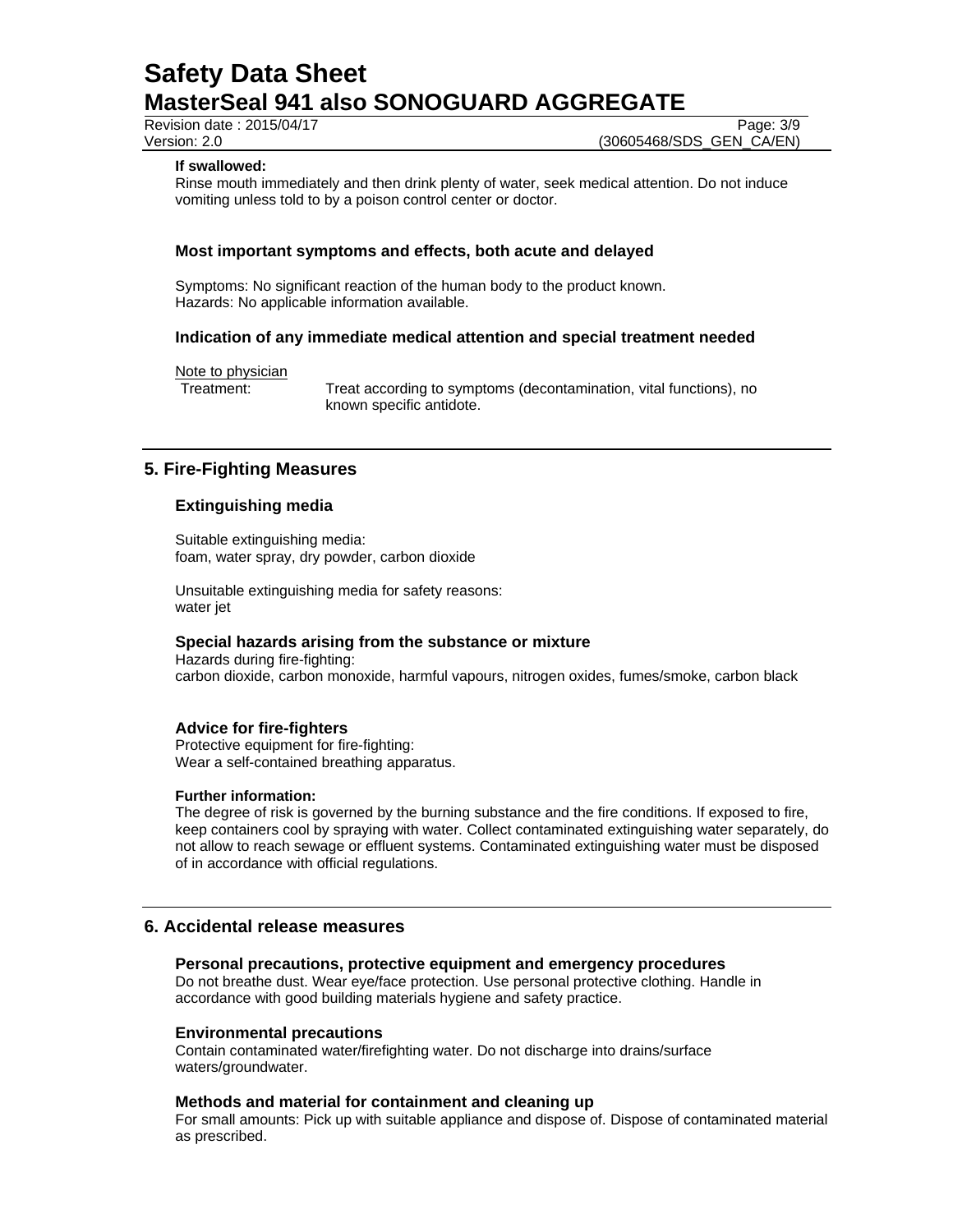**If swallowed:**
Rinse mouth immediately and then drink plenty of water, seek medical attention. Do not induce vomiting unless told to by a poison control center or doctor.

### Most important symptoms and effects, both acute and delayed

Symptoms: No significant reaction of the human body to the product known.
Hazards: No applicable information available.

### Indication of any immediate medical attention and special treatment needed

Note to physician
Treatment: Treat according to symptoms (decontamination, vital functions), no known specific antidote.

## 5. Fire-Fighting Measures

### Extinguishing media

Suitable extinguishing media:
foam, water spray, dry powder, carbon dioxide

Unsuitable extinguishing media for safety reasons:
water jet

### Special hazards arising from the substance or mixture

Hazards during fire-fighting:
carbon dioxide, carbon monoxide, harmful vapours, nitrogen oxides, fumes/smoke, carbon black

### Advice for fire-fighters

Protective equipment for fire-fighting:
Wear a self-contained breathing apparatus.

**Further information:**
The degree of risk is governed by the burning substance and the fire conditions. If exposed to fire, keep containers cool by spraying with water. Collect contaminated extinguishing water separately, do not allow to reach sewage or effluent systems. Contaminated extinguishing water must be disposed of in accordance with official regulations.

## 6. Accidental release measures

### Personal precautions, protective equipment and emergency procedures

Do not breathe dust. Wear eye/face protection. Use personal protective clothing. Handle in accordance with good building materials hygiene and safety practice.

### Environmental precautions

Contain contaminated water/firefighting water. Do not discharge into drains/surface waters/groundwater.

### Methods and material for containment and cleaning up

For small amounts: Pick up with suitable appliance and dispose of. Dispose of contaminated material as prescribed.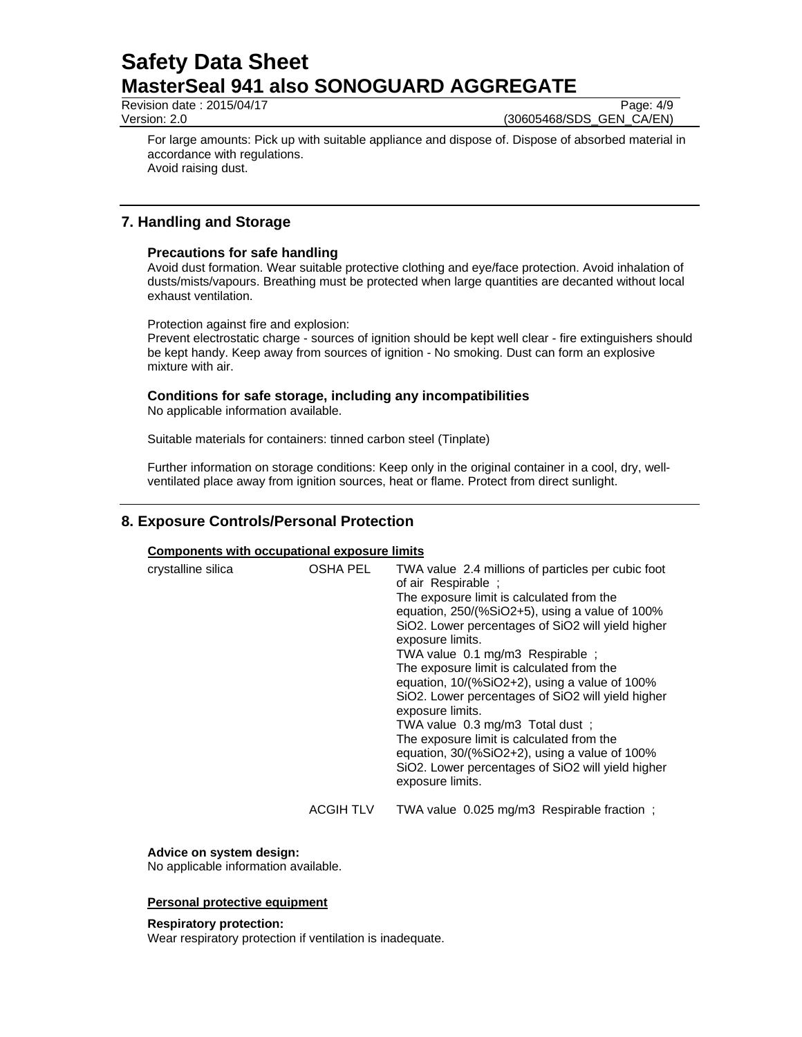For large amounts: Pick up with suitable appliance and dispose of. Dispose of absorbed material in accordance with regulations.
Avoid raising dust.

## 7. Handling and Storage

### Precautions for safe handling

Avoid dust formation. Wear suitable protective clothing and eye/face protection. Avoid inhalation of dusts/mists/vapours. Breathing must be protected when large quantities are decanted without local exhaust ventilation.

Protection against fire and explosion:
Prevent electrostatic charge - sources of ignition should be kept well clear - fire extinguishers should be kept handy. Keep away from sources of ignition - No smoking. Dust can form an explosive mixture with air.

### Conditions for safe storage, including any incompatibilities

No applicable information available.

Suitable materials for containers: tinned carbon steel (Tinplate)

Further information on storage conditions: Keep only in the original container in a cool, dry, well-ventilated place away from ignition sources, heat or flame. Protect from direct sunlight.

## 8. Exposure Controls/Personal Protection

**Components with occupational exposure limits**

| | | |
|---|---|---|
| crystalline silica | OSHA PEL | TWA value 2.4 millions of particles per cubic foot of air Respirable ; The exposure limit is calculated from the equation, 250/(%SiO2+5), using a value of 100% SiO2. Lower percentages of SiO2 will yield higher exposure limits. TWA value 0.1 mg/m3 Respirable ; The exposure limit is calculated from the equation, 10/(%SiO2+2), using a value of 100% SiO2. Lower percentages of SiO2 will yield higher exposure limits. TWA value 0.3 mg/m3 Total dust ; The exposure limit is calculated from the equation, 30/(%SiO2+2), using a value of 100% SiO2. Lower percentages of SiO2 will yield higher exposure limits. |
| | ACGIH TLV | TWA value 0.025 mg/m3 Respirable fraction ; |

**Advice on system design:**
No applicable information available.

**Personal protective equipment**

**Respiratory protection:**
Wear respiratory protection if ventilation is inadequate.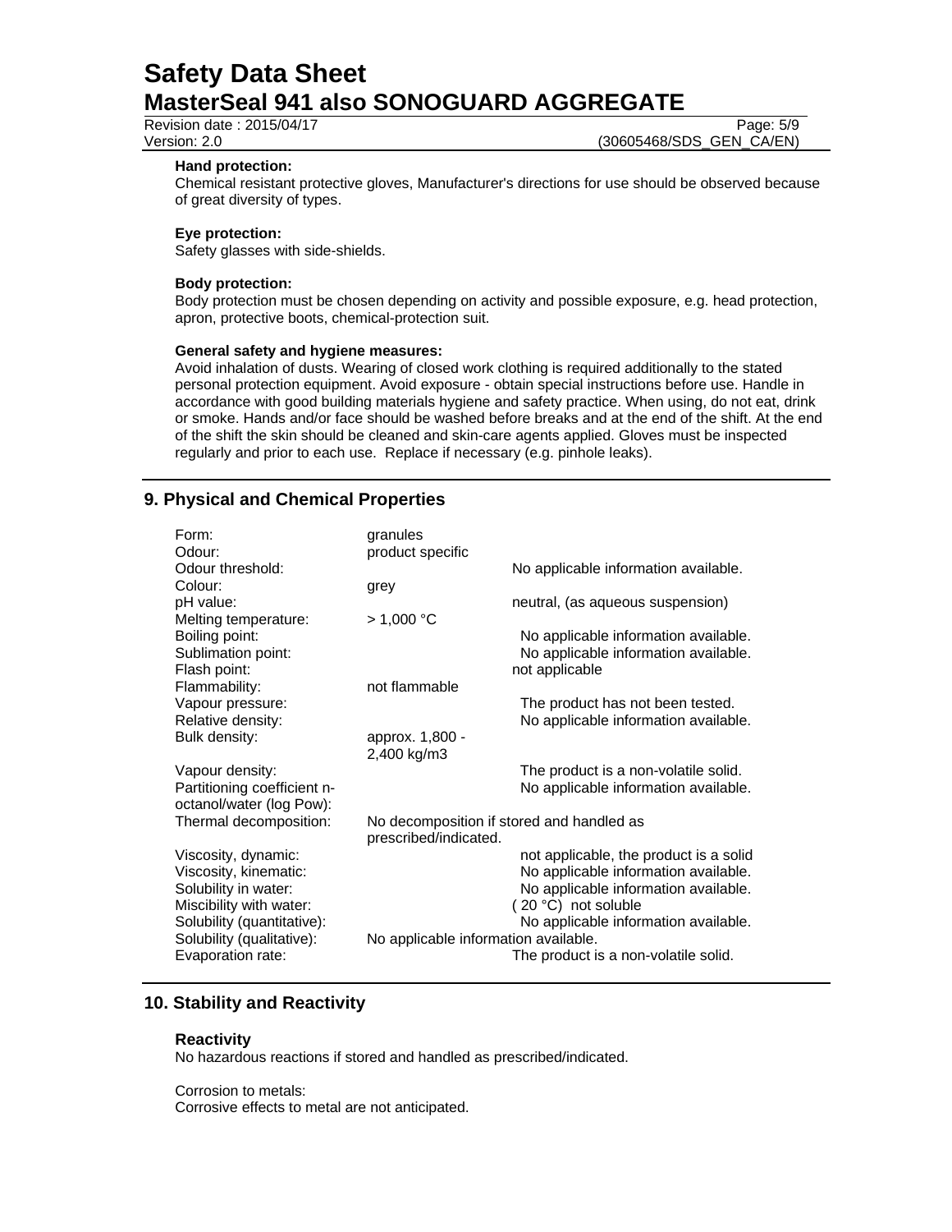**Hand protection:**
Chemical resistant protective gloves, Manufacturer's directions for use should be observed because of great diversity of types.

**Eye protection:**
Safety glasses with side-shields.

**Body protection:**
Body protection must be chosen depending on activity and possible exposure, e.g. head protection, apron, protective boots, chemical-protection suit.

**General safety and hygiene measures:**
Avoid inhalation of dusts. Wearing of closed work clothing is required additionally to the stated personal protection equipment. Avoid exposure - obtain special instructions before use. Handle in accordance with good building materials hygiene and safety practice. When using, do not eat, drink or smoke. Hands and/or face should be washed before breaks and at the end of the shift. At the end of the shift the skin should be cleaned and skin-care agents applied. Gloves must be inspected regularly and prior to each use. Replace if necessary (e.g. pinhole leaks).

## 9. Physical and Chemical Properties

| Property | Value | Information |
|---|---|---|
| Form: | granules | |
| Odour: | product specific | |
| Odour threshold: | | No applicable information available. |
| Colour: | grey | |
| pH value: | | neutral, (as aqueous suspension) |
| Melting temperature: | > 1,000 °C | |
| Boiling point: | | No applicable information available. |
| Sublimation point: | | No applicable information available. |
| Flash point: | | not applicable |
| Flammability: | not flammable | |
| Vapour pressure: | | The product has not been tested. |
| Relative density: | | No applicable information available. |
| Bulk density: | approx. 1,800 - 2,400 kg/m3 | |
| Vapour density: | | The product is a non-volatile solid. |
| Partitioning coefficient n-octanol/water (log Pow): | | No applicable information available. |
| Thermal decomposition: | No decomposition if stored and handled as prescribed/indicated. | |
| Viscosity, dynamic: | | not applicable, the product is a solid |
| Viscosity, kinematic: | | No applicable information available. |
| Solubility in water: | | No applicable information available. |
| Miscibility with water: | | ( 20 °C) not soluble |
| Solubility (quantitative): | | No applicable information available. |
| Solubility (qualitative): | No applicable information available. | |
| Evaporation rate: | | The product is a non-volatile solid. |

## 10. Stability and Reactivity

**Reactivity**
No hazardous reactions if stored and handled as prescribed/indicated.

Corrosion to metals:
Corrosive effects to metal are not anticipated.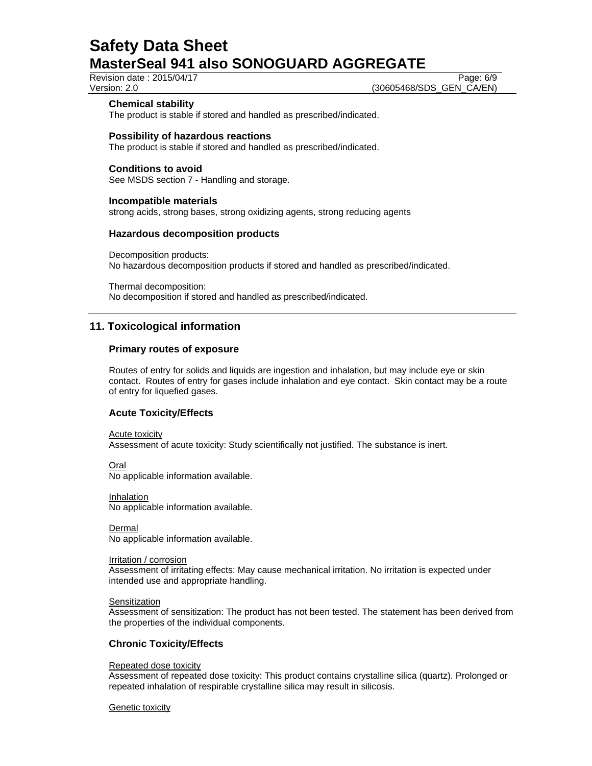### Chemical stability

The product is stable if stored and handled as prescribed/indicated.

### Possibility of hazardous reactions

The product is stable if stored and handled as prescribed/indicated.

### Conditions to avoid

See MSDS section 7 - Handling and storage.

### Incompatible materials

strong acids, strong bases, strong oxidizing agents, strong reducing agents

### Hazardous decomposition products

Decomposition products:
No hazardous decomposition products if stored and handled as prescribed/indicated.

Thermal decomposition:
No decomposition if stored and handled as prescribed/indicated.

## 11. Toxicological information

### Primary routes of exposure

Routes of entry for solids and liquids are ingestion and inhalation, but may include eye or skin contact. Routes of entry for gases include inhalation and eye contact. Skin contact may be a route of entry for liquefied gases.

### Acute Toxicity/Effects

Acute toxicity
Assessment of acute toxicity: Study scientifically not justified. The substance is inert.

Oral
No applicable information available.

Inhalation
No applicable information available.

Dermal
No applicable information available.

Irritation / corrosion
Assessment of irritating effects: May cause mechanical irritation. No irritation is expected under intended use and appropriate handling.

Sensitization
Assessment of sensitization: The product has not been tested. The statement has been derived from the properties of the individual components.

### Chronic Toxicity/Effects

Repeated dose toxicity
Assessment of repeated dose toxicity: This product contains crystalline silica (quartz). Prolonged or repeated inhalation of respirable crystalline silica may result in silicosis.

Genetic toxicity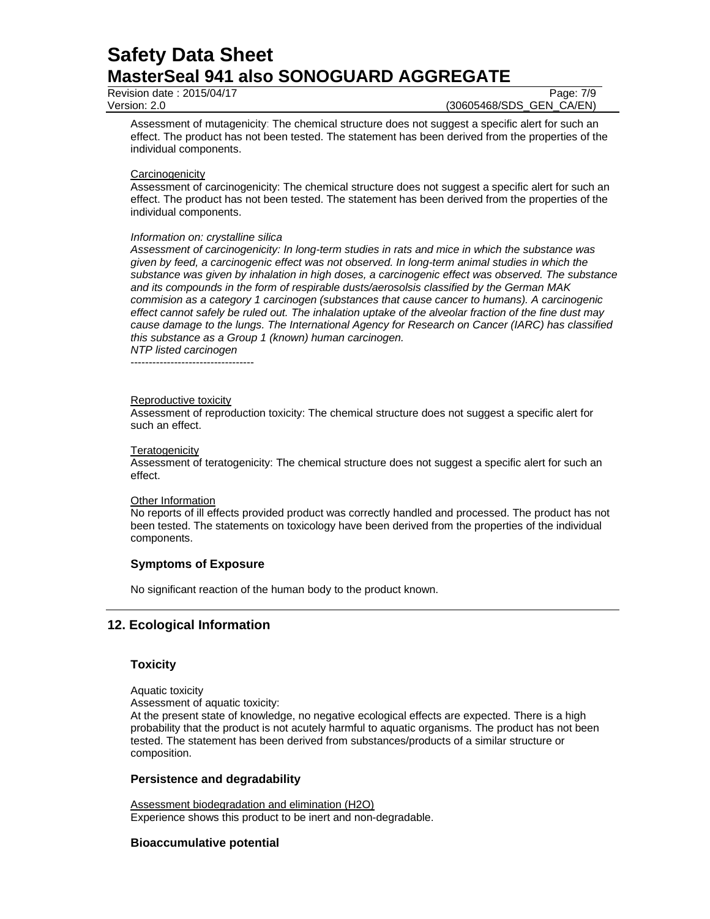Assessment of mutagenicity: The chemical structure does not suggest a specific alert for such an effect. The product has not been tested. The statement has been derived from the properties of the individual components.

Carcinogenicity

Assessment of carcinogenicity: The chemical structure does not suggest a specific alert for such an effect. The product has not been tested. The statement has been derived from the properties of the individual components.

*Information on: crystalline silica*

*Assessment of carcinogenicity: In long-term studies in rats and mice in which the substance was given by feed, a carcinogenic effect was not observed. In long-term animal studies in which the substance was given by inhalation in high doses, a carcinogenic effect was observed. The substance and its compounds in the form of respirable dusts/aerosolsis classified by the German MAK commision as a category 1 carcinogen (substances that cause cancer to humans). A carcinogenic effect cannot safely be ruled out. The inhalation uptake of the alveolar fraction of the fine dust may cause damage to the lungs. The International Agency for Research on Cancer (IARC) has classified this substance as a Group 1 (known) human carcinogen.*
*NTP listed carcinogen*

----------------------------------

Reproductive toxicity

Assessment of reproduction toxicity: The chemical structure does not suggest a specific alert for such an effect.

Teratogenicity

Assessment of teratogenicity: The chemical structure does not suggest a specific alert for such an effect.

Other Information

No reports of ill effects provided product was correctly handled and processed. The product has not been tested. The statements on toxicology have been derived from the properties of the individual components.

### Symptoms of Exposure

No significant reaction of the human body to the product known.

## 12. Ecological Information

### Toxicity

Aquatic toxicity

Assessment of aquatic toxicity:

At the present state of knowledge, no negative ecological effects are expected. There is a high probability that the product is not acutely harmful to aquatic organisms. The product has not been tested. The statement has been derived from substances/products of a similar structure or composition.

### Persistence and degradability

Assessment biodegradation and elimination (H2O)

Experience shows this product to be inert and non-degradable.

### Bioaccumulative potential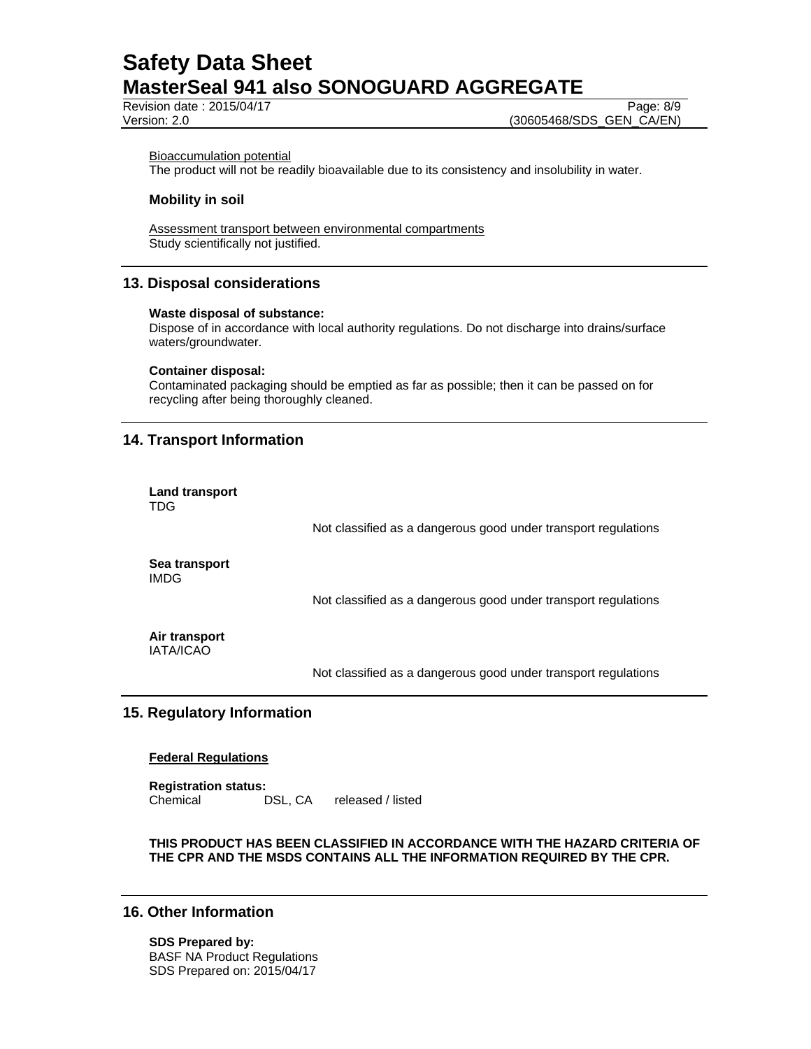Bioaccumulation potential

The product will not be readily bioavailable due to its consistency and insolubility in water.

**Mobility in soil**

Assessment transport between environmental compartments

Study scientifically not justified.

## 13. Disposal considerations

**Waste disposal of substance:**

Dispose of in accordance with local authority regulations. Do not discharge into drains/surface waters/groundwater.

**Container disposal:**

Contaminated packaging should be emptied as far as possible; then it can be passed on for recycling after being thoroughly cleaned.

## 14. Transport Information

**Land transport**

TDG

Not classified as a dangerous good under transport regulations

**Sea transport**

IMDG

Not classified as a dangerous good under transport regulations

**Air transport**

IATA/ICAO

Not classified as a dangerous good under transport regulations

## 15. Regulatory Information

**Federal Regulations**

**Registration status:**

| Chemical | DSL, CA | released / listed |
|---|---|---|

**THIS PRODUCT HAS BEEN CLASSIFIED IN ACCORDANCE WITH THE HAZARD CRITERIA OF THE CPR AND THE MSDS CONTAINS ALL THE INFORMATION REQUIRED BY THE CPR.**

## 16. Other Information

**SDS Prepared by:**

BASF NA Product Regulations

SDS Prepared on: 2015/04/17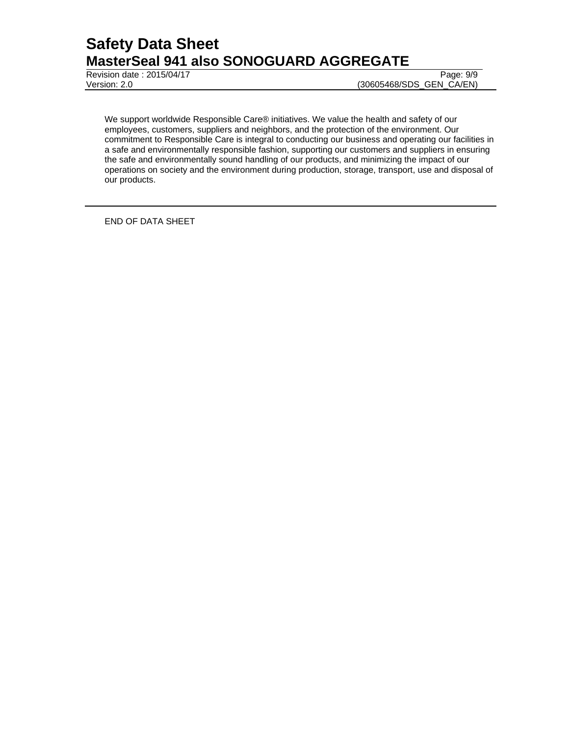We support worldwide Responsible Care® initiatives. We value the health and safety of our employees, customers, suppliers and neighbors, and the protection of the environment. Our commitment to Responsible Care is integral to conducting our business and operating our facilities in a safe and environmentally responsible fashion, supporting our customers and suppliers in ensuring the safe and environmentally sound handling of our products, and minimizing the impact of our operations on society and the environment during production, storage, transport, use and disposal of our products.

---

END OF DATA SHEET